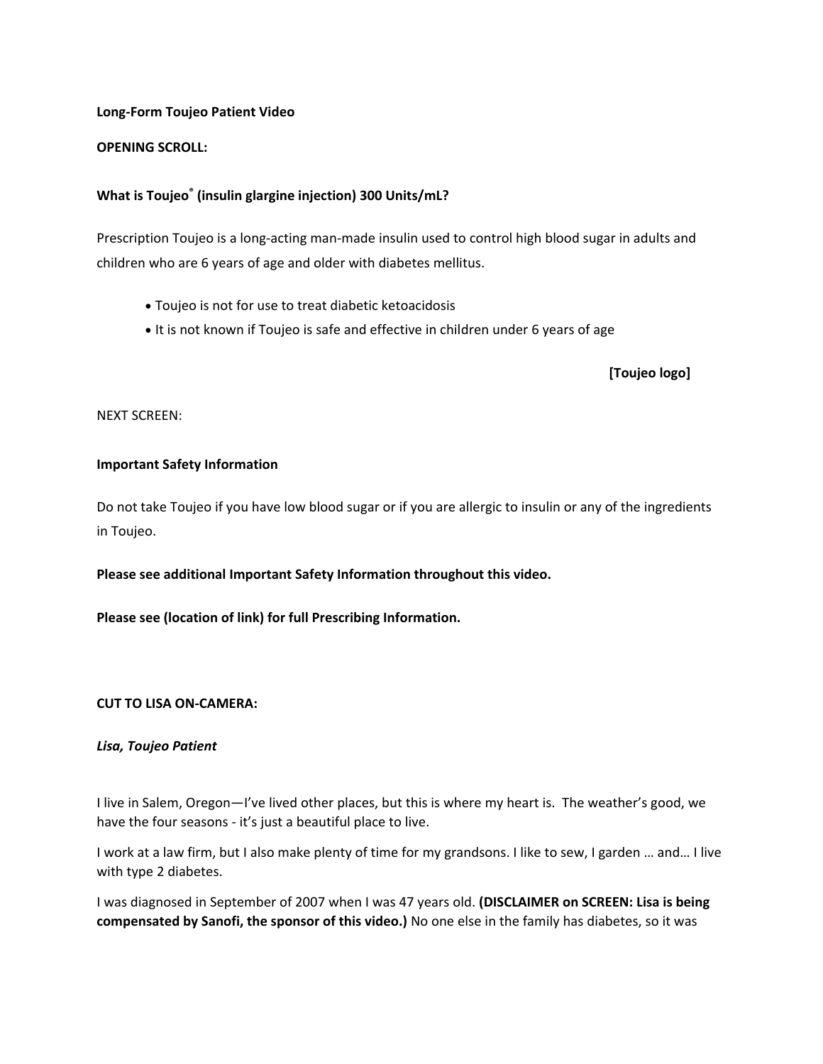**Long-Form Toujeo Patient Video**

**OPENING SCROLL:**

**What is Toujeo® (insulin glargine injection) 300 Units/mL?**

Prescription Toujeo is a long-acting man-made insulin used to control high blood sugar in adults and children who are 6 years of age and older with diabetes mellitus.

- Toujeo is not for use to treat diabetic ketoacidosis
- It is not known if Toujeo is safe and effective in children under 6 years of age

**[Toujeo logo]**

NEXT SCREEN:

**Important Safety Information**

Do not take Toujeo if you have low blood sugar or if you are allergic to insulin or any of the ingredients in Toujeo.

**Please see additional Important Safety Information throughout this video.**

**Please see (location of link) for full Prescribing Information.**

**CUT TO LISA ON-CAMERA:**

***Lisa, Toujeo Patient***

I live in Salem, Oregon—I've lived other places, but this is where my heart is. The weather's good, we have the four seasons - it's just a beautiful place to live.

I work at a law firm, but I also make plenty of time for my grandsons. I like to sew, I garden … and… I live with type 2 diabetes.

I was diagnosed in September of 2007 when I was 47 years old. **(DISCLAIMER on SCREEN: Lisa is being compensated by Sanofi, the sponsor of this video.)** No one else in the family has diabetes, so it was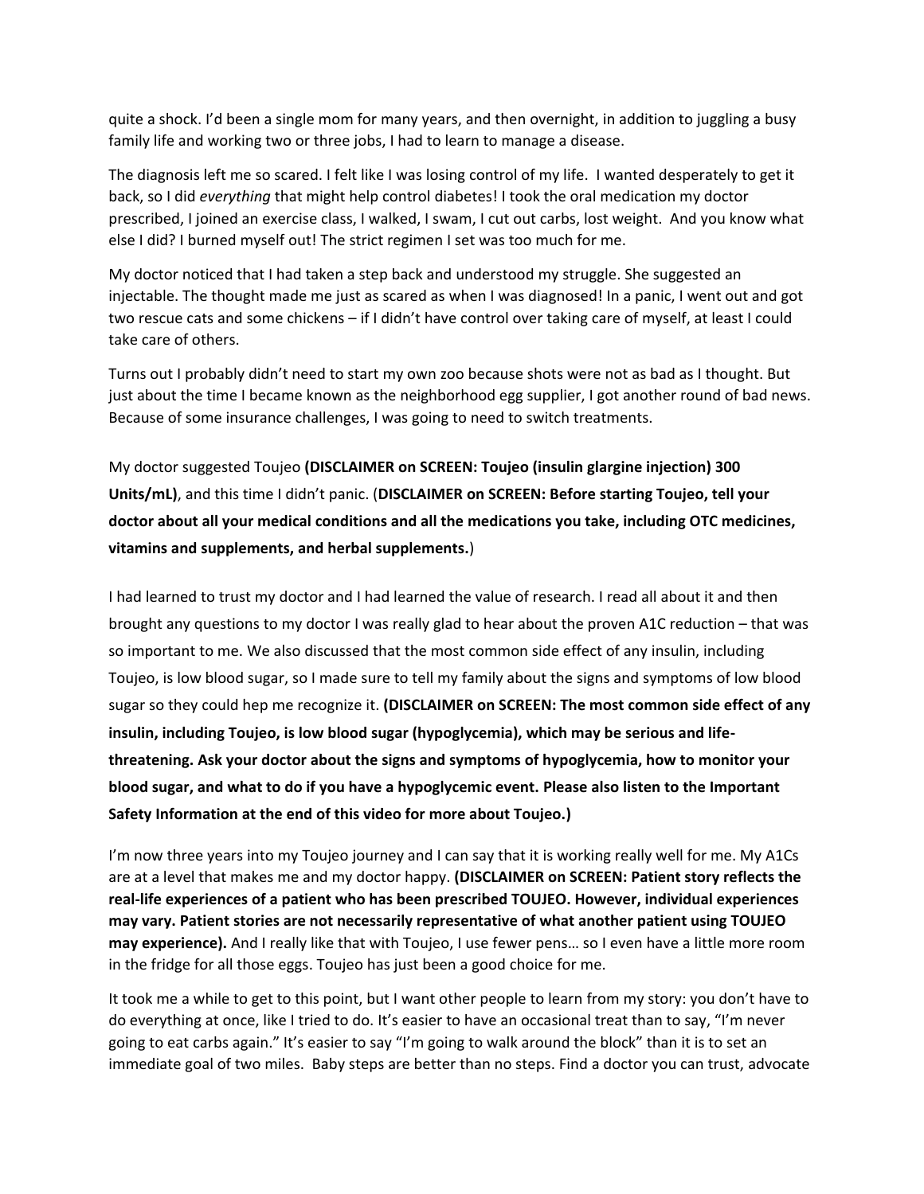quite a shock. I'd been a single mom for many years, and then overnight, in addition to juggling a busy family life and working two or three jobs, I had to learn to manage a disease.

The diagnosis left me so scared. I felt like I was losing control of my life. I wanted desperately to get it back, so I did *everything* that might help control diabetes! I took the oral medication my doctor prescribed, I joined an exercise class, I walked, I swam, I cut out carbs, lost weight. And you know what else I did? I burned myself out! The strict regimen I set was too much for me.

My doctor noticed that I had taken a step back and understood my struggle. She suggested an injectable. The thought made me just as scared as when I was diagnosed! In a panic, I went out and got two rescue cats and some chickens – if I didn't have control over taking care of myself, at least I could take care of others.

Turns out I probably didn't need to start my own zoo because shots were not as bad as I thought. But just about the time I became known as the neighborhood egg supplier, I got another round of bad news. Because of some insurance challenges, I was going to need to switch treatments.

My doctor suggested Toujeo **(DISCLAIMER on SCREEN: Toujeo (insulin glargine injection) 300 Units/mL)**, and this time I didn't panic. (**DISCLAIMER on SCREEN: Before starting Toujeo, tell your doctor about all your medical conditions and all the medications you take, including OTC medicines, vitamins and supplements, and herbal supplements.**)

I had learned to trust my doctor and I had learned the value of research. I read all about it and then brought any questions to my doctor I was really glad to hear about the proven A1C reduction – that was so important to me. We also discussed that the most common side effect of any insulin, including Toujeo, is low blood sugar, so I made sure to tell my family about the signs and symptoms of low blood sugar so they could hep me recognize it. **(DISCLAIMER on SCREEN: The most common side effect of any insulin, including Toujeo, is low blood sugar (hypoglycemia), which may be serious and life-threatening. Ask your doctor about the signs and symptoms of hypoglycemia, how to monitor your blood sugar, and what to do if you have a hypoglycemic event. Please also listen to the Important Safety Information at the end of this video for more about Toujeo.)**

I'm now three years into my Toujeo journey and I can say that it is working really well for me. My A1Cs are at a level that makes me and my doctor happy. **(DISCLAIMER on SCREEN: Patient story reflects the real-life experiences of a patient who has been prescribed TOUJEO. However, individual experiences may vary. Patient stories are not necessarily representative of what another patient using TOUJEO may experience).** And I really like that with Toujeo, I use fewer pens… so I even have a little more room in the fridge for all those eggs. Toujeo has just been a good choice for me.

It took me a while to get to this point, but I want other people to learn from my story: you don't have to do everything at once, like I tried to do. It's easier to have an occasional treat than to say, "I'm never going to eat carbs again." It's easier to say "I'm going to walk around the block" than it is to set an immediate goal of two miles. Baby steps are better than no steps. Find a doctor you can trust, advocate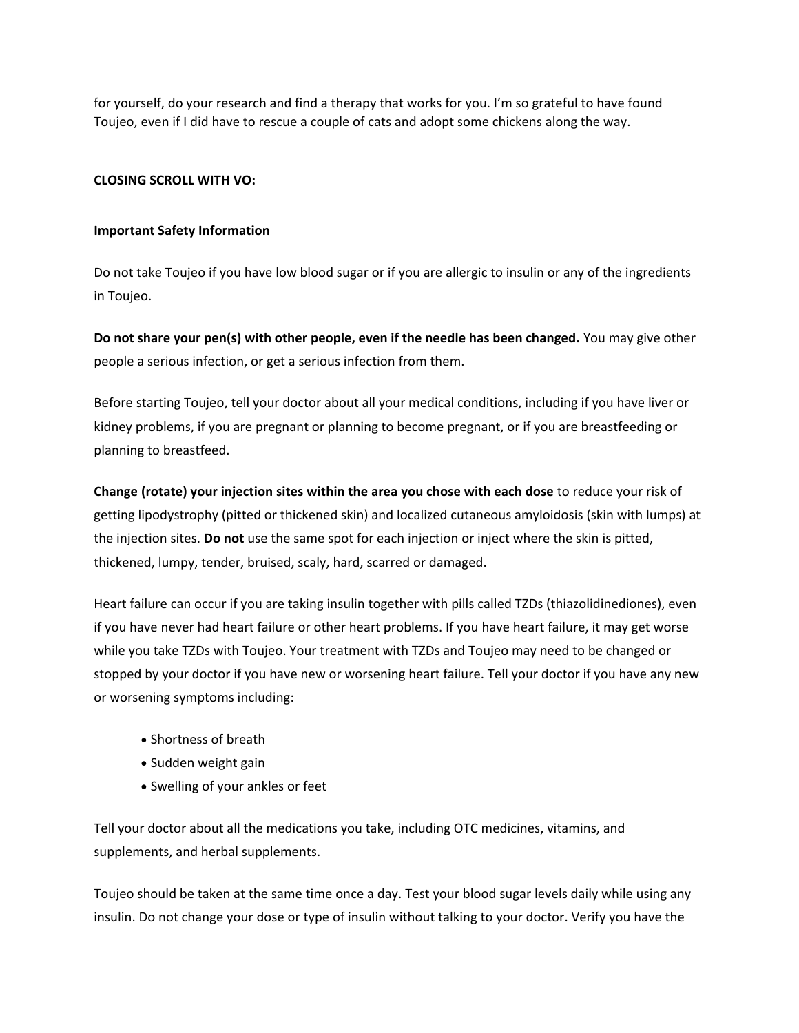for yourself, do your research and find a therapy that works for you. I'm so grateful to have found Toujeo, even if I did have to rescue a couple of cats and adopt some chickens along the way.

**CLOSING SCROLL WITH VO:**

**Important Safety Information**

Do not take Toujeo if you have low blood sugar or if you are allergic to insulin or any of the ingredients in Toujeo.

**Do not share your pen(s) with other people, even if the needle has been changed.** You may give other people a serious infection, or get a serious infection from them.

Before starting Toujeo, tell your doctor about all your medical conditions, including if you have liver or kidney problems, if you are pregnant or planning to become pregnant, or if you are breastfeeding or planning to breastfeed.

**Change (rotate) your injection sites within the area you chose with each dose** to reduce your risk of getting lipodystrophy (pitted or thickened skin) and localized cutaneous amyloidosis (skin with lumps) at the injection sites. **Do not** use the same spot for each injection or inject where the skin is pitted, thickened, lumpy, tender, bruised, scaly, hard, scarred or damaged.

Heart failure can occur if you are taking insulin together with pills called TZDs (thiazolidinediones), even if you have never had heart failure or other heart problems. If you have heart failure, it may get worse while you take TZDs with Toujeo. Your treatment with TZDs and Toujeo may need to be changed or stopped by your doctor if you have new or worsening heart failure. Tell your doctor if you have any new or worsening symptoms including:

- Shortness of breath
- Sudden weight gain
- Swelling of your ankles or feet

Tell your doctor about all the medications you take, including OTC medicines, vitamins, and supplements, and herbal supplements.

Toujeo should be taken at the same time once a day. Test your blood sugar levels daily while using any insulin. Do not change your dose or type of insulin without talking to your doctor. Verify you have the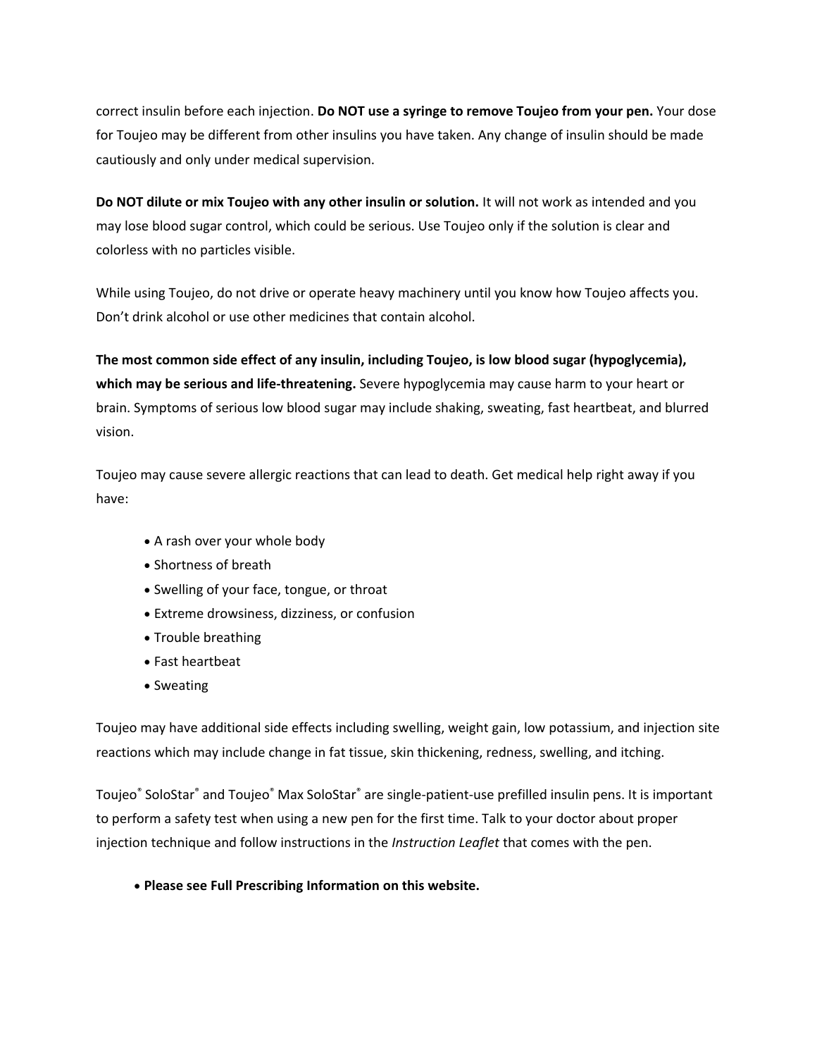correct insulin before each injection. **Do NOT use a syringe to remove Toujeo from your pen.** Your dose for Toujeo may be different from other insulins you have taken. Any change of insulin should be made cautiously and only under medical supervision.

**Do NOT dilute or mix Toujeo with any other insulin or solution.** It will not work as intended and you may lose blood sugar control, which could be serious. Use Toujeo only if the solution is clear and colorless with no particles visible.

While using Toujeo, do not drive or operate heavy machinery until you know how Toujeo affects you. Don't drink alcohol or use other medicines that contain alcohol.

**The most common side effect of any insulin, including Toujeo, is low blood sugar (hypoglycemia), which may be serious and life-threatening.** Severe hypoglycemia may cause harm to your heart or brain. Symptoms of serious low blood sugar may include shaking, sweating, fast heartbeat, and blurred vision.

Toujeo may cause severe allergic reactions that can lead to death. Get medical help right away if you have:

- A rash over your whole body
- Shortness of breath
- Swelling of your face, tongue, or throat
- Extreme drowsiness, dizziness, or confusion
- Trouble breathing
- Fast heartbeat
- Sweating

Toujeo may have additional side effects including swelling, weight gain, low potassium, and injection site reactions which may include change in fat tissue, skin thickening, redness, swelling, and itching.

Toujeo® SoloStar® and Toujeo® Max SoloStar® are single-patient-use prefilled insulin pens. It is important to perform a safety test when using a new pen for the first time. Talk to your doctor about proper injection technique and follow instructions in the *Instruction Leaflet* that comes with the pen.

- **Please see Full Prescribing Information on this website.**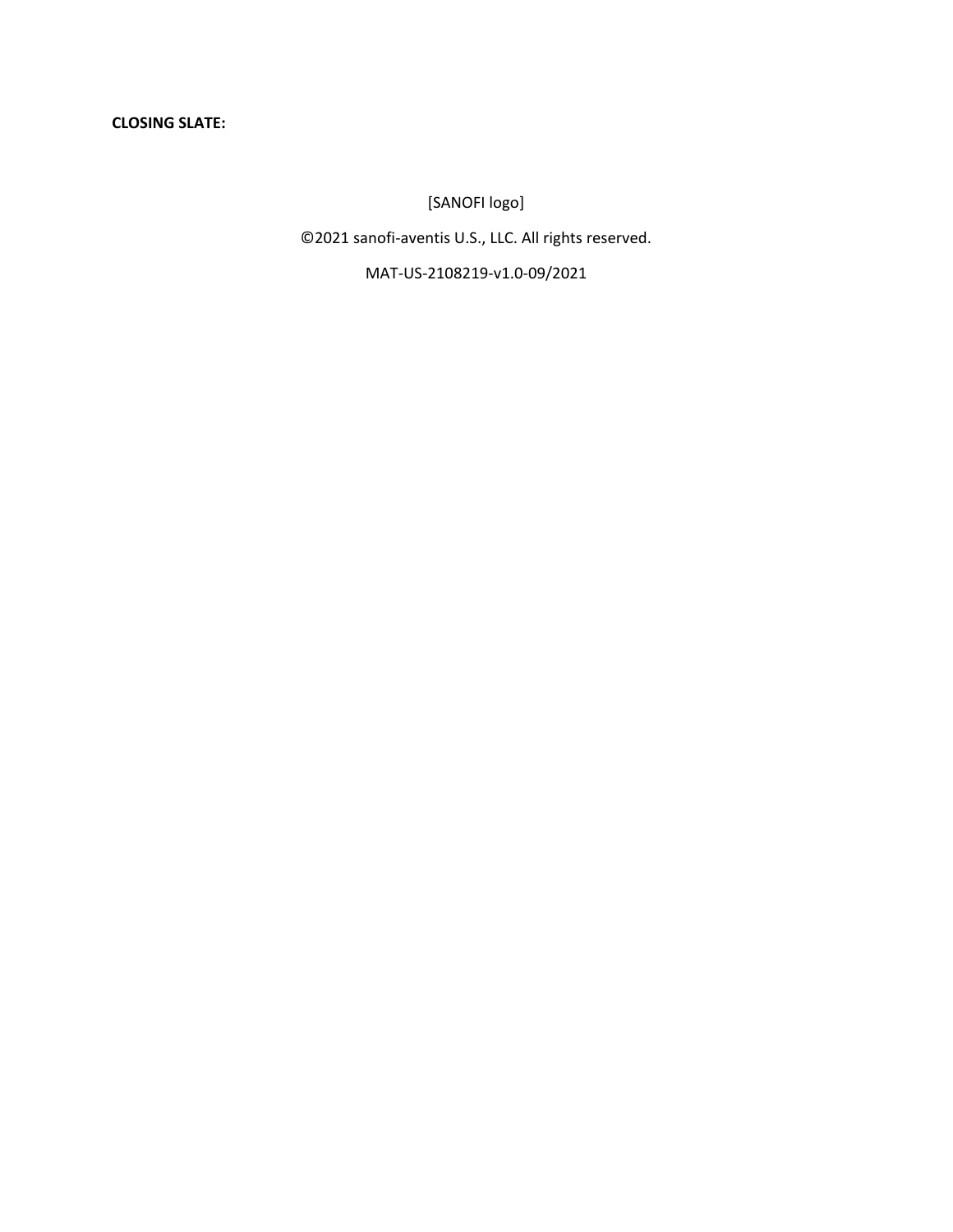**CLOSING SLATE:**

[SANOFI logo]

©2021 sanofi-aventis U.S., LLC. All rights reserved.

MAT-US-2108219-v1.0-09/2021